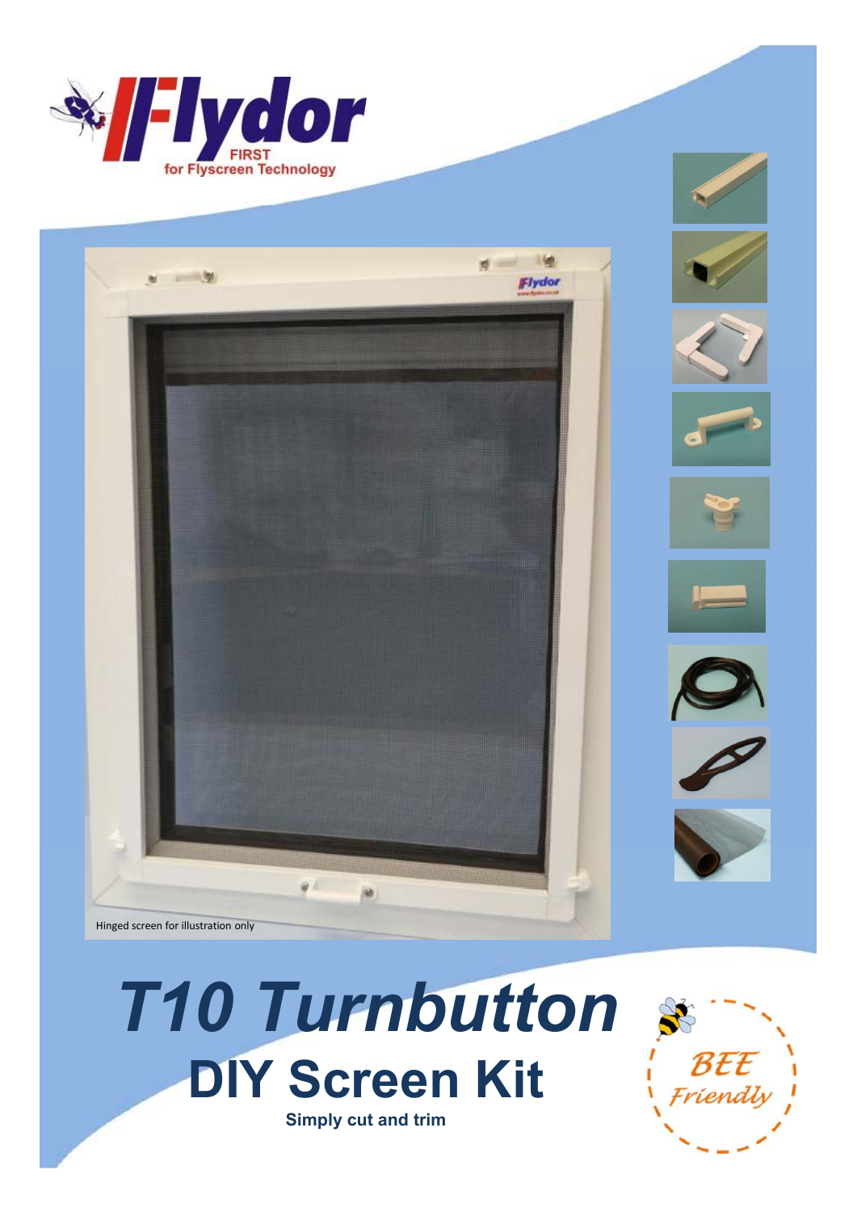Flydor

FIRST for Flyscreen Technology

Hinged screen for illustration only

# T10 Turnbutton

## DIY Screen Kit

**Simply cut and trim**

BEE Friendly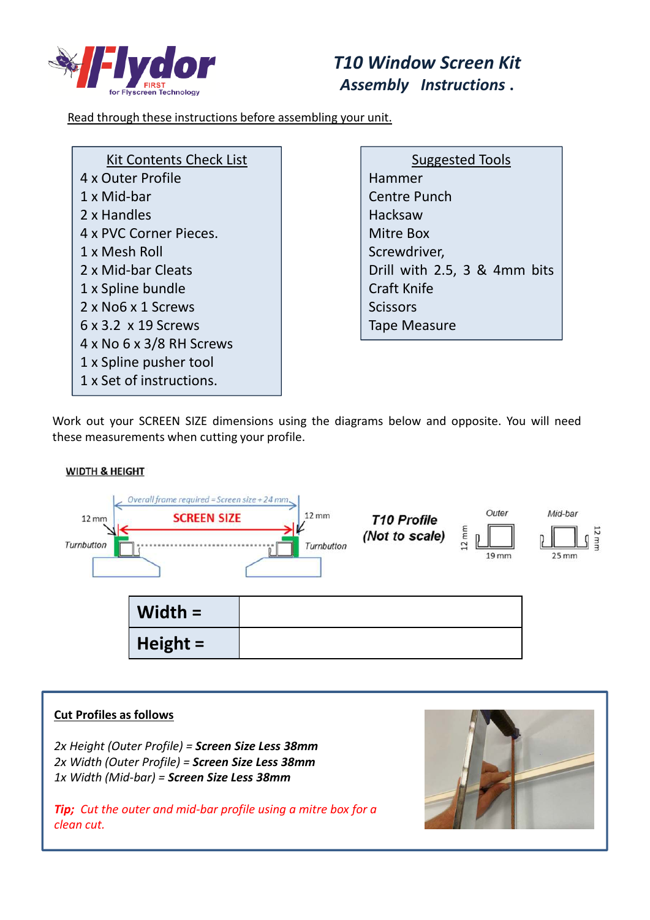# T10 Window Screen Kit Assembly Instructions .

Read through these instructions before assembling your unit.

| Kit Contents Check List |
|---|
| 4 x Outer Profile |
| 1 x Mid-bar |
| 2 x Handles |
| 4 x PVC Corner Pieces. |
| 1 x Mesh Roll |
| 2 x Mid-bar Cleats |
| 1 x Spline bundle |
| 2 x No6 x 1 Screws |
| 6 x 3.2 x 19 Screws |
| 4 x No 6 x 3/8 RH Screws |
| 1 x Spline pusher tool |
| 1 x Set of instructions. |

| Suggested Tools |
|---|
| Hammer |
| Centre Punch |
| Hacksaw |
| Mitre Box |
| Screwdriver, |
| Drill with 2.5, 3 & 4mm bits |
| Craft Knife |
| Scissors |
| Tape Measure |

Work out your SCREEN SIZE dimensions using the diagrams below and opposite. You will need these measurements when cutting your profile.

**WIDTH & HEIGHT**

*Overall frame required = Screen size + 24 mm*

SCREEN SIZE

12 mm — Turnbutton — 12 mm — Turnbutton

**T10 Profile (Not to scale)**

Outer: 12 mm × 19 mm

Mid-bar: 25 mm × 12 mm

| **Width =** | |
|---|---|
| **Height =** | |

**Cut Profiles as follows**

*2x Height (Outer Profile) = **Screen Size Less 38mm***
*2x Width (Outer Profile) = **Screen Size Less 38mm***
*1x Width (Mid-bar) = **Screen Size Less 38mm***

***Tip;*** *Cut the outer and mid-bar profile using a mitre box for a clean cut.*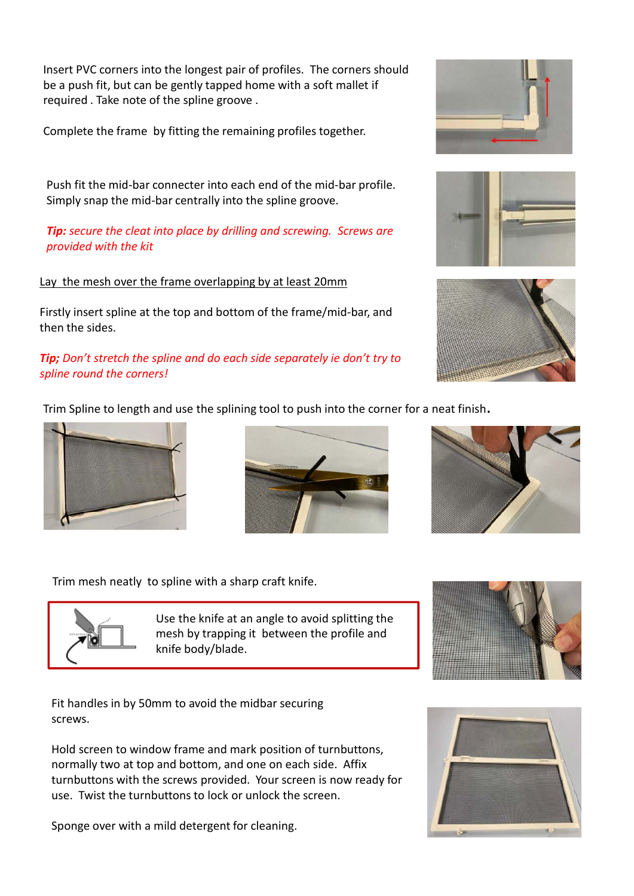Insert PVC corners into the longest pair of profiles. The corners should be a push fit, but can be gently tapped home with a soft mallet if required . Take note of the spline groove .

Complete the frame by fitting the remaining profiles together.

Push fit the mid-bar connecter into each end of the mid-bar profile. Simply snap the mid-bar centrally into the spline groove.

***Tip:*** *secure the cleat into place by drilling and screwing. Screws are provided with the kit*

Lay the mesh over the frame overlapping by at least 20mm

Firstly insert spline at the top and bottom of the frame/mid-bar, and then the sides.

***Tip;*** *Don't stretch the spline and do each side separately ie don't try to spline round the corners!*

Trim Spline to length and use the splining tool to push into the corner for a neat finish.

Trim mesh neatly to spline with a sharp craft knife.

Use the knife at an angle to avoid splitting the mesh by trapping it between the profile and knife body/blade.

Fit handles in by 50mm to avoid the midbar securing screws.

Hold screen to window frame and mark position of turnbuttons, normally two at top and bottom, and one on each side. Affix turnbuttons with the screws provided. Your screen is now ready for use. Twist the turnbuttons to lock or unlock the screen.

Sponge over with a mild detergent for cleaning.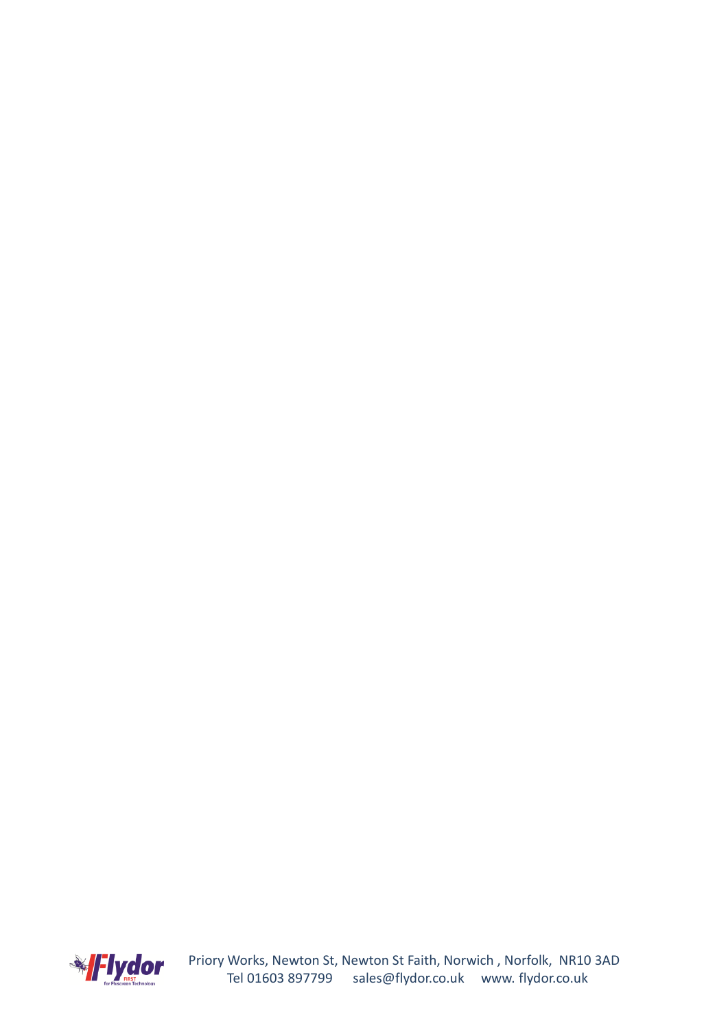Priory Works, Newton St, Newton St Faith, Norwich , Norfolk, NR10 3AD
Tel 01603 897799 sales@flydor.co.uk www. flydor.co.uk